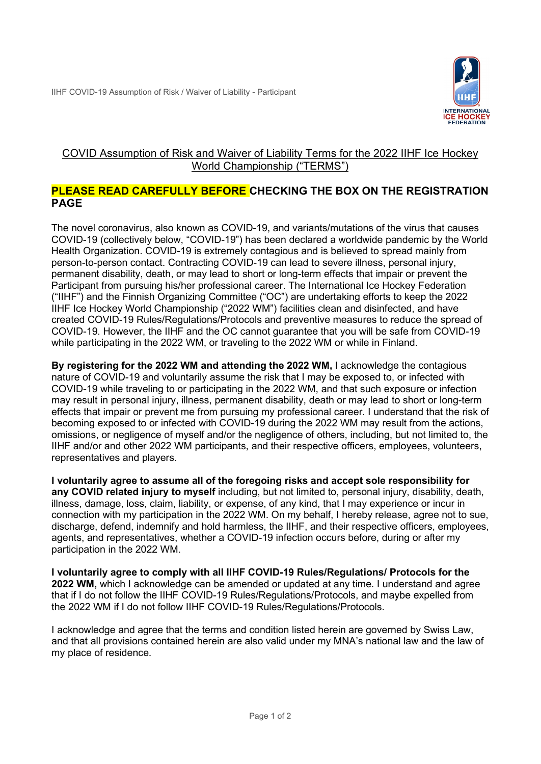IIHF COVID-19 Assumption of Risk / Waiver of Liability - Participant

## COVID Assumption of Risk and Waiver of Liability Terms for the 2022 IIHF Ice Hockey World Championship ("TERMS")

**PLEASE READ CAREFULLY BEFORE CHECKING THE BOX ON THE REGISTRATION PAGE**

The novel coronavirus, also known as COVID-19, and variants/mutations of the virus that causes COVID-19 (collectively below, "COVID-19") has been declared a worldwide pandemic by the World Health Organization. COVID-19 is extremely contagious and is believed to spread mainly from person-to-person contact. Contracting COVID-19 can lead to severe illness, personal injury, permanent disability, death, or may lead to short or long-term effects that impair or prevent the Participant from pursuing his/her professional career. The International Ice Hockey Federation ("IIHF") and the Finnish Organizing Committee ("OC") are undertaking efforts to keep the 2022 IIHF Ice Hockey World Championship ("2022 WM") facilities clean and disinfected, and have created COVID-19 Rules/Regulations/Protocols and preventive measures to reduce the spread of COVID-19. However, the IIHF and the OC cannot guarantee that you will be safe from COVID-19 while participating in the 2022 WM, or traveling to the 2022 WM or while in Finland.

**By registering for the 2022 WM and attending the 2022 WM,** I acknowledge the contagious nature of COVID-19 and voluntarily assume the risk that I may be exposed to, or infected with COVID-19 while traveling to or participating in the 2022 WM, and that such exposure or infection may result in personal injury, illness, permanent disability, death or may lead to short or long-term effects that impair or prevent me from pursuing my professional career. I understand that the risk of becoming exposed to or infected with COVID-19 during the 2022 WM may result from the actions, omissions, or negligence of myself and/or the negligence of others, including, but not limited to, the IIHF and/or and other 2022 WM participants, and their respective officers, employees, volunteers, representatives and players.

**I voluntarily agree to assume all of the foregoing risks and accept sole responsibility for any COVID related injury to myself** including, but not limited to, personal injury, disability, death, illness, damage, loss, claim, liability, or expense, of any kind, that I may experience or incur in connection with my participation in the 2022 WM. On my behalf, I hereby release, agree not to sue, discharge, defend, indemnify and hold harmless, the IIHF, and their respective officers, employees, agents, and representatives, whether a COVID-19 infection occurs before, during or after my participation in the 2022 WM.

**I voluntarily agree to comply with all IIHF COVID-19 Rules/Regulations/ Protocols for the 2022 WM,** which I acknowledge can be amended or updated at any time. I understand and agree that if I do not follow the IIHF COVID-19 Rules/Regulations/Protocols, and maybe expelled from the 2022 WM if I do not follow IIHF COVID-19 Rules/Regulations/Protocols.

I acknowledge and agree that the terms and condition listed herein are governed by Swiss Law, and that all provisions contained herein are also valid under my MNA's national law and the law of my place of residence.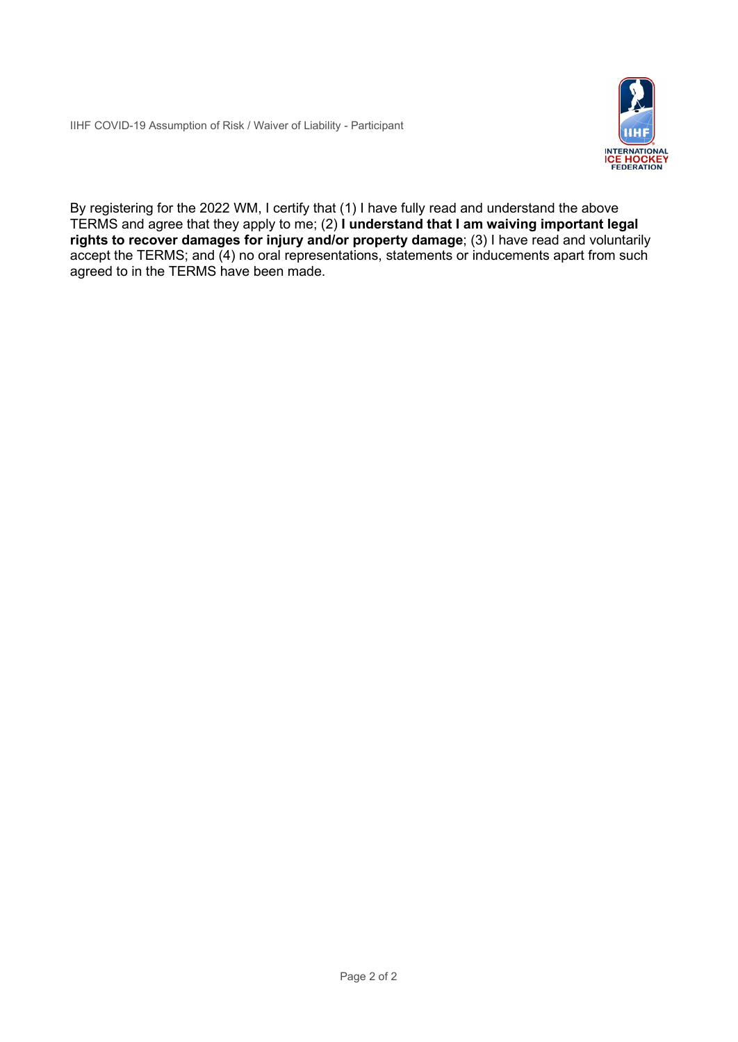By registering for the 2022 WM, I certify that (1) I have fully read and understand the above TERMS and agree that they apply to me; (2) **I understand that I am waiving important legal rights to recover damages for injury and/or property damage**; (3) I have read and voluntarily accept the TERMS; and (4) no oral representations, statements or inducements apart from such agreed to in the TERMS have been made.